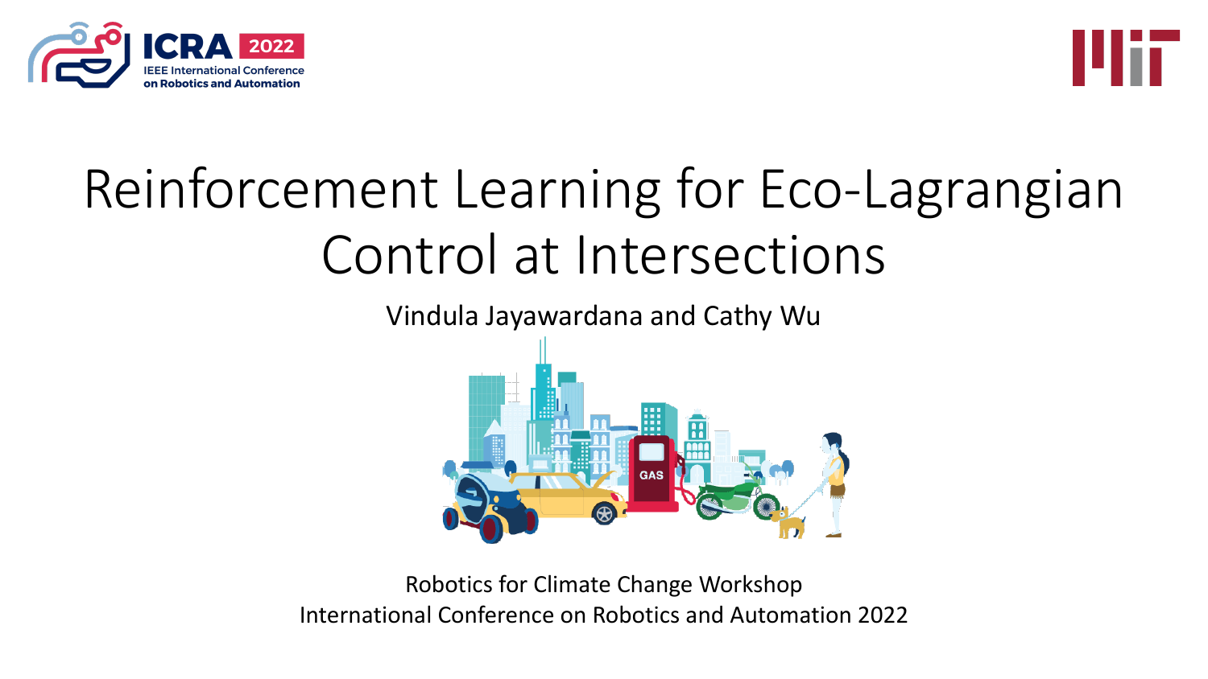# Reinforcement Learning for Eco-Lagrangian Control at Intersections

Vindula Jayawardana and Cathy Wu

Robotics for Climate Change Workshop
International Conference on Robotics and Automation 2022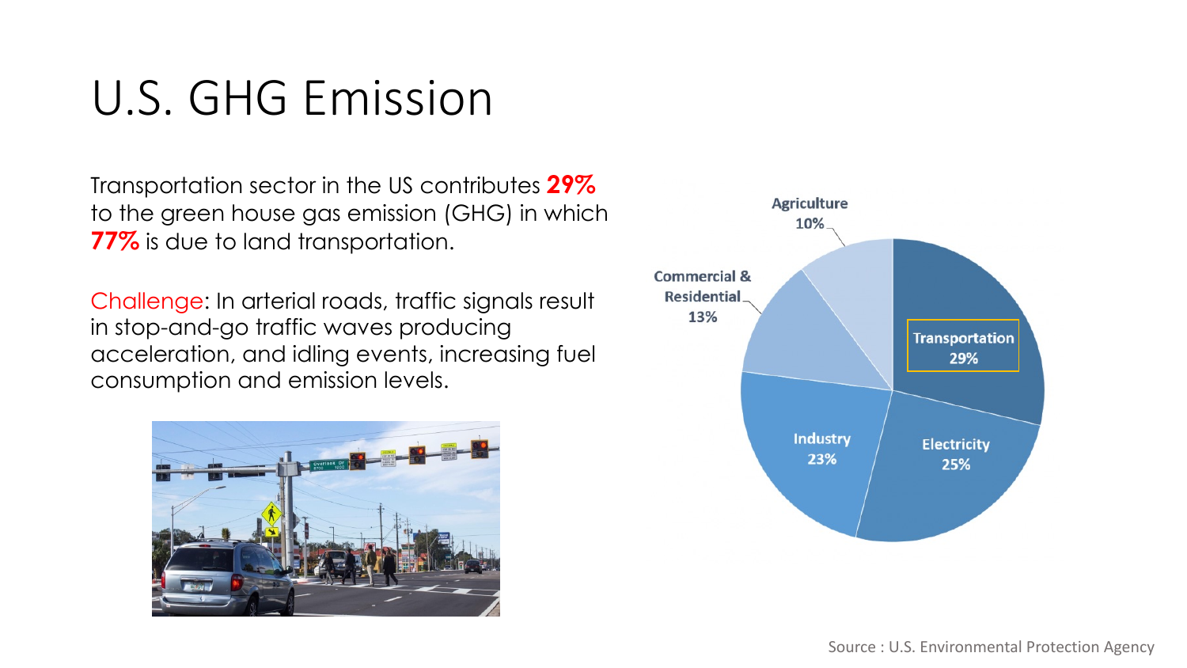# U.S. GHG Emission

Transportation sector in the US contributes **29%** to the green house gas emission (GHG) in which **77%** is due to land transportation.

Challenge: In arterial roads, traffic signals result in stop-and-go traffic waves producing acceleration, and idling events, increasing fuel consumption and emission levels.

| Sector | Share |
| --- | --- |
| Transportation | 29% |
| Electricity | 25% |
| Industry | 23% |
| Commercial & Residential | 13% |
| Agriculture | 10% |

Source : U.S. Environmental Protection Agency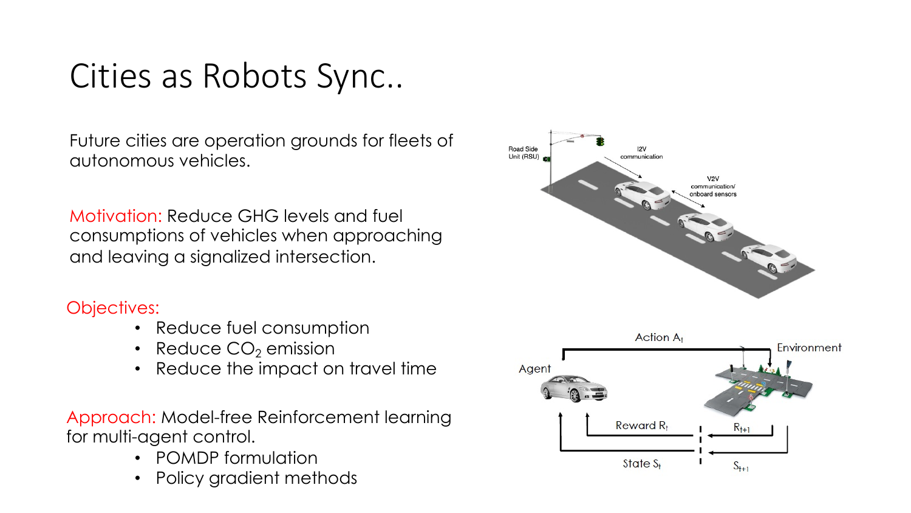# Cities as Robots Sync..

Future cities are operation grounds for fleets of autonomous vehicles.

Motivation: Reduce GHG levels and fuel consumptions of vehicles when approaching and leaving a signalized intersection.

Objectives:

- Reduce fuel consumption
- Reduce $CO_2$ emission
- Reduce the impact on travel time

Approach: Model-free Reinforcement learning for multi-agent control.

- POMDP formulation
- Policy gradient methods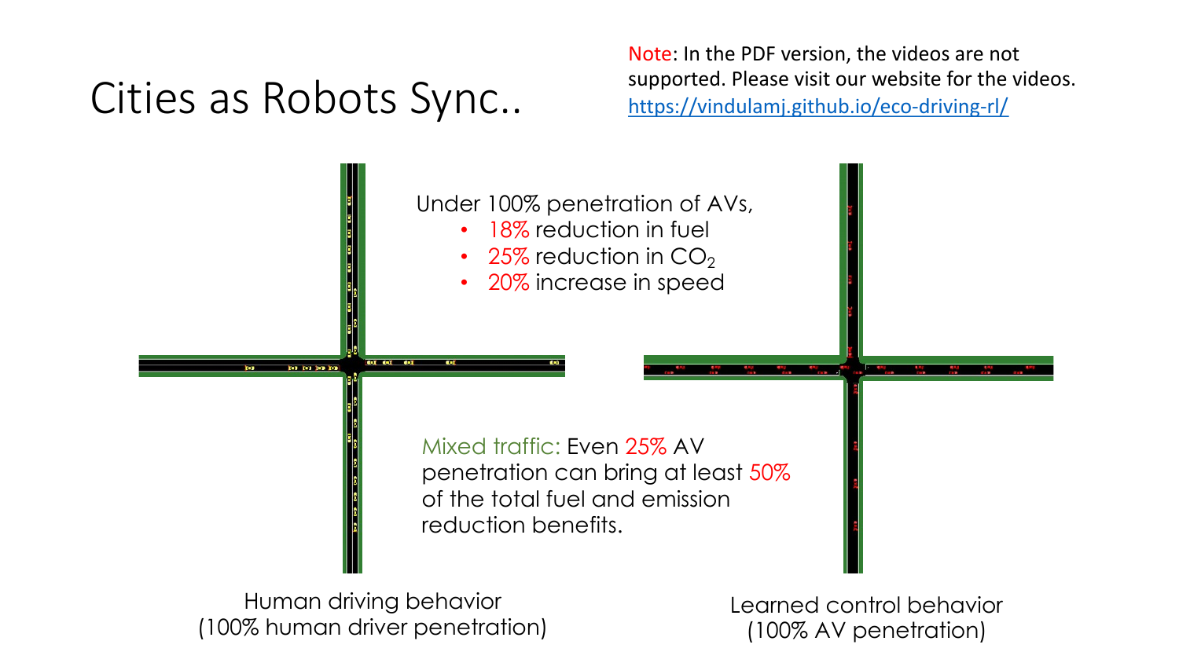# Cities as Robots Sync..

Note: In the PDF version, the videos are not supported. Please visit our website for the videos. https://vindulamj.github.io/eco-driving-rl/

Under 100% penetration of AVs,

- 18% reduction in fuel
- 25% reduction in $CO_2$
- 20% increase in speed

Mixed traffic: Even 25% AV penetration can bring at least 50% of the total fuel and emission reduction benefits.

Human driving behavior
(100% human driver penetration)

Learned control behavior
(100% AV penetration)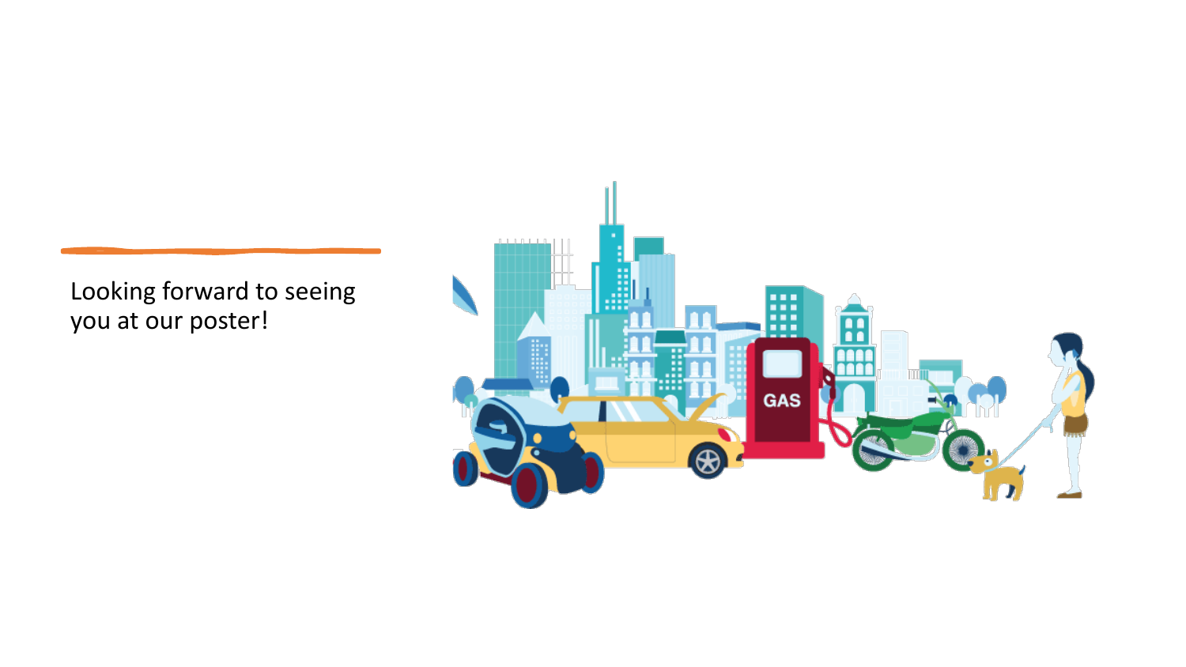Looking forward to seeing you at our poster!